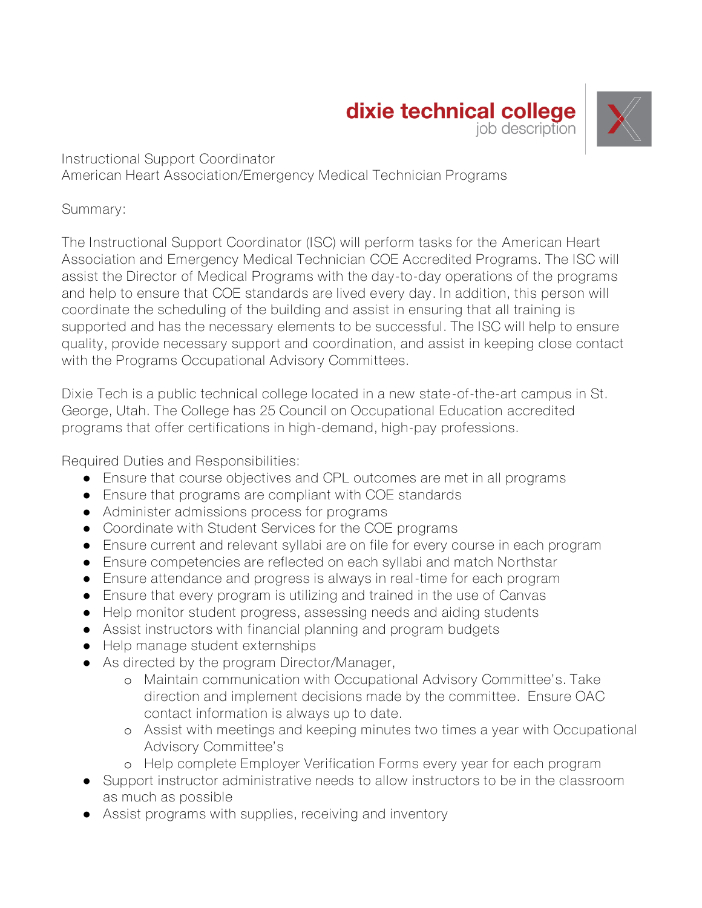**dixie technical college**
job description

Instructional Support Coordinator
American Heart Association/Emergency Medical Technician Programs

Summary:

The Instructional Support Coordinator (ISC) will perform tasks for the American Heart Association and Emergency Medical Technician COE Accredited Programs. The ISC will assist the Director of Medical Programs with the day-to-day operations of the programs and help to ensure that COE standards are lived every day. In addition, this person will coordinate the scheduling of the building and assist in ensuring that all training is supported and has the necessary elements to be successful. The ISC will help to ensure quality, provide necessary support and coordination, and assist in keeping close contact with the Programs Occupational Advisory Committees.

Dixie Tech is a public technical college located in a new state-of-the-art campus in St. George, Utah. The College has 25 Council on Occupational Education accredited programs that offer certifications in high-demand, high-pay professions.

Required Duties and Responsibilities:

- Ensure that course objectives and CPL outcomes are met in all programs
- Ensure that programs are compliant with COE standards
- Administer admissions process for programs
- Coordinate with Student Services for the COE programs
- Ensure current and relevant syllabi are on file for every course in each program
- Ensure competencies are reflected on each syllabi and match Northstar
- Ensure attendance and progress is always in real-time for each program
- Ensure that every program is utilizing and trained in the use of Canvas
- Help monitor student progress, assessing needs and aiding students
- Assist instructors with financial planning and program budgets
- Help manage student externships
- As directed by the program Director/Manager,
    - Maintain communication with Occupational Advisory Committee's. Take direction and implement decisions made by the committee. Ensure OAC contact information is always up to date.
    - Assist with meetings and keeping minutes two times a year with Occupational Advisory Committee's
    - Help complete Employer Verification Forms every year for each program
- Support instructor administrative needs to allow instructors to be in the classroom as much as possible
- Assist programs with supplies, receiving and inventory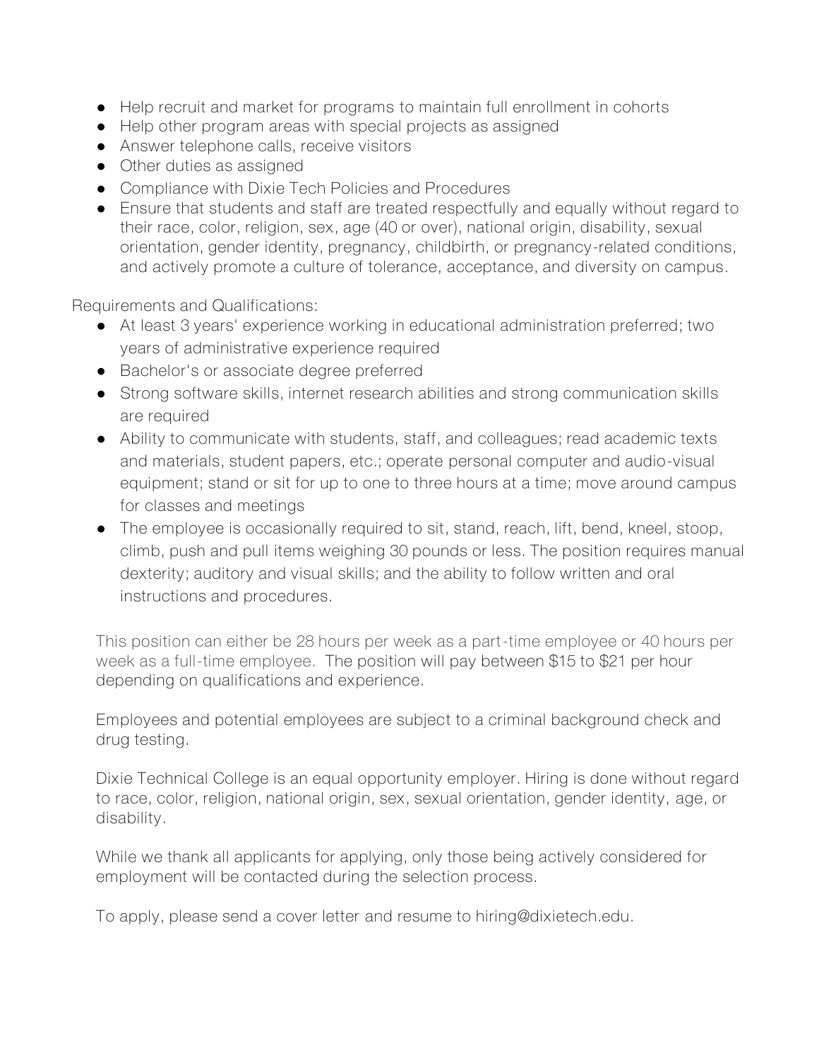- Help recruit and market for programs to maintain full enrollment in cohorts
- Help other program areas with special projects as assigned
- Answer telephone calls, receive visitors
- Other duties as assigned
- Compliance with Dixie Tech Policies and Procedures
- Ensure that students and staff are treated respectfully and equally without regard to their race, color, religion, sex, age (40 or over), national origin, disability, sexual orientation, gender identity, pregnancy, childbirth, or pregnancy-related conditions, and actively promote a culture of tolerance, acceptance, and diversity on campus.

Requirements and Qualifications:

- At least 3 years' experience working in educational administration preferred; two years of administrative experience required
- Bachelor's or associate degree preferred
- Strong software skills, internet research abilities and strong communication skills are required
- Ability to communicate with students, staff, and colleagues; read academic texts and materials, student papers, etc.; operate personal computer and audio-visual equipment; stand or sit for up to one to three hours at a time; move around campus for classes and meetings
- The employee is occasionally required to sit, stand, reach, lift, bend, kneel, stoop, climb, push and pull items weighing 30 pounds or less. The position requires manual dexterity; auditory and visual skills; and the ability to follow written and oral instructions and procedures.

This position can either be 28 hours per week as a part-time employee or 40 hours per week as a full-time employee. The position will pay between $15 to $21 per hour depending on qualifications and experience.

Employees and potential employees are subject to a criminal background check and drug testing.

Dixie Technical College is an equal opportunity employer. Hiring is done without regard to race, color, religion, national origin, sex, sexual orientation, gender identity, age, or disability.

While we thank all applicants for applying, only those being actively considered for employment will be contacted during the selection process.

To apply, please send a cover letter and resume to hiring@dixietech.edu.